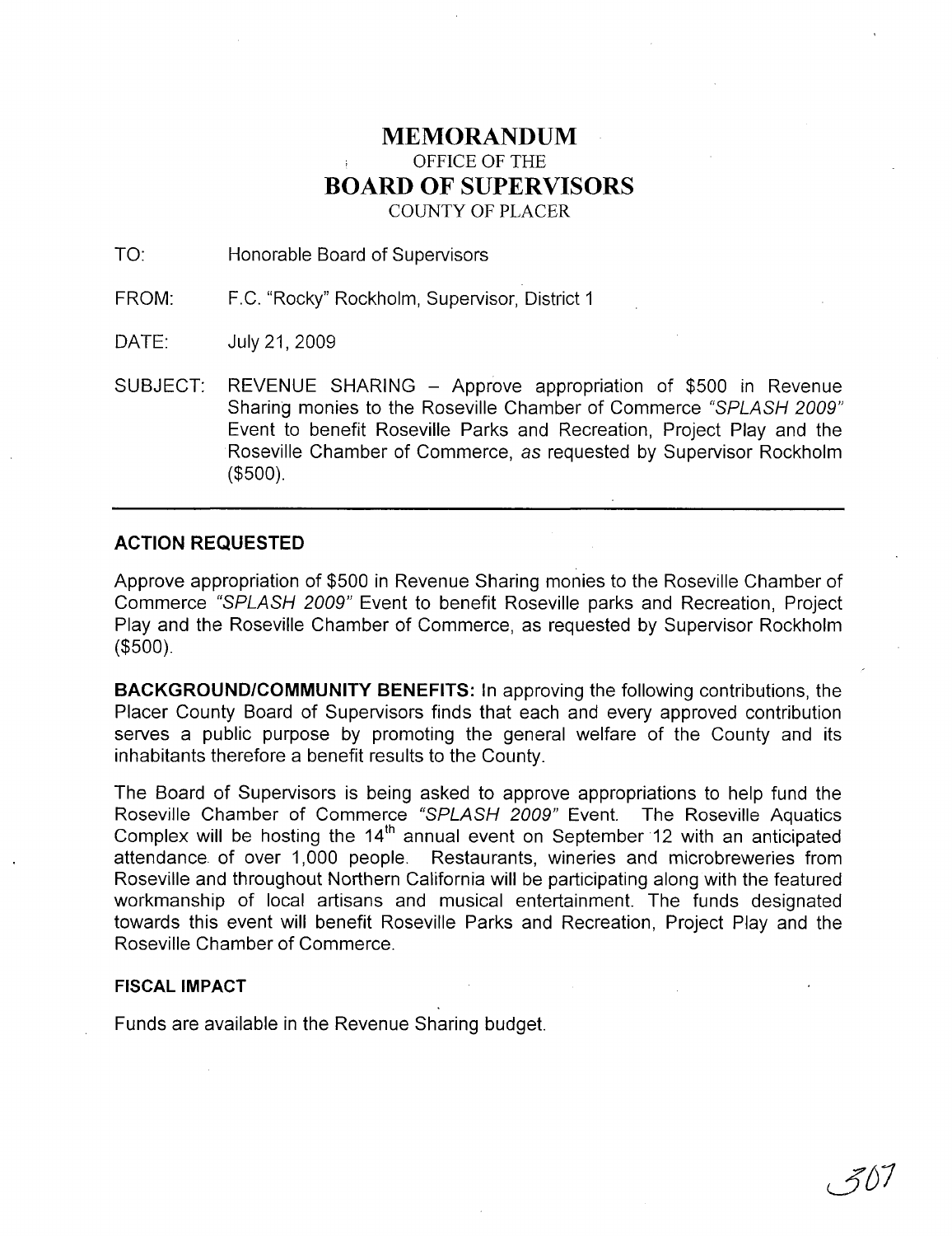# MEMORANDUM

OFFICE OF THE

## BOARD OF SUPERVISORS

COUNTY OF PLACER

TO: Honorable Board of Supervisors

FROM: F.C. "Rocky" Rockholm, Supervisor, District 1

DATE: July 21, 2009

SUBJECT: REVENUE SHARING – Approve appropriation of $500 in Revenue Sharing monies to the Roseville Chamber of Commerce *"SPLASH 2009"* Event to benefit Roseville Parks and Recreation, Project Play and the Roseville Chamber of Commerce, *as* requested by Supervisor Rockholm ($500).

---

### ACTION REQUESTED

Approve appropriation of $500 in Revenue Sharing monies to the Roseville Chamber of Commerce *"SPLASH 2009"* Event to benefit Roseville parks and Recreation, Project Play and the Roseville Chamber of Commerce, as requested by Supervisor Rockholm ($500).

**BACKGROUND/COMMUNITY BENEFITS:** In approving the following contributions, the Placer County Board of Supervisors finds that each and every approved contribution serves a public purpose by promoting the general welfare of the County and its inhabitants therefore a benefit results to the County.

The Board of Supervisors is being asked to approve appropriations to help fund the Roseville Chamber of Commerce *"SPLASH 2009"* Event. The Roseville Aquatics Complex will be hosting the 14th annual event on September 12 with an anticipated attendance of over 1,000 people. Restaurants, wineries and microbreweries from Roseville and throughout Northern California will be participating along with the featured workmanship of local artisans and musical entertainment. The funds designated towards this event will benefit Roseville Parks and Recreation, Project Play and the Roseville Chamber of Commerce.

#### FISCAL IMPACT

Funds are available in the Revenue Sharing budget.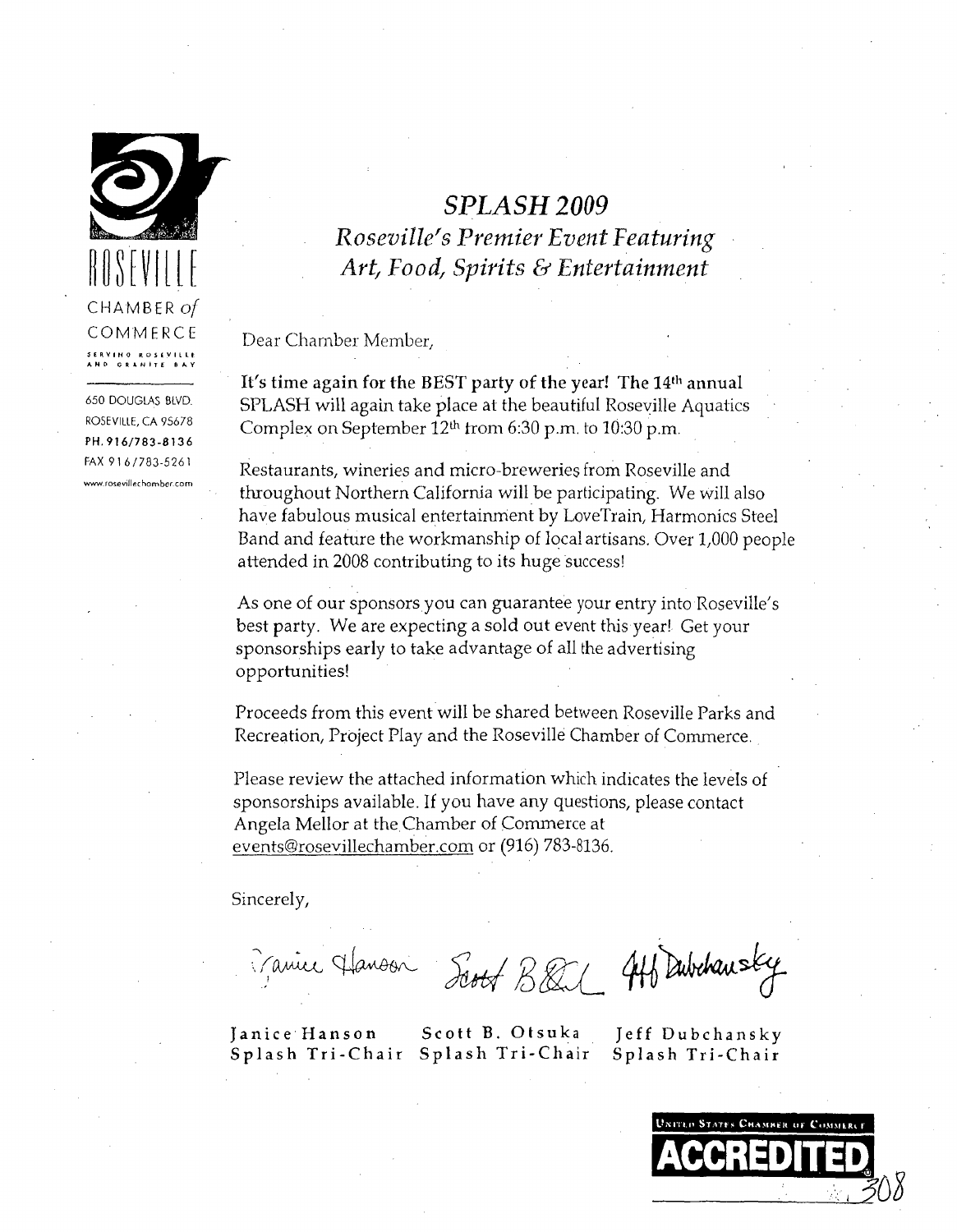ROSEVILLE
CHAMBER of
COMMERCE
SERVING ROSEVILLE AND GRANITE BAY

650 DOUGLAS BLVD.
ROSEVILLE, CA 95678
PH. 916/783-8136
FAX 916/783-5261
www.rosevillechamber.com

## *SPLASH 2009*
### *Roseville's Premier Event Featuring Art, Food, Spirits & Entertainment*

Dear Chamber Member,

**It's time again for the BEST party of the year!** The 14th annual SPLASH will again take place at the beautiful Roseville Aquatics Complex on September 12th from 6:30 p.m. to 10:30 p.m.

Restaurants, wineries and micro-breweries from Roseville and throughout Northern California will be participating. We will also have fabulous musical entertainment by LoveTrain, Harmonics Steel Band and feature the workmanship of local artisans. Over 1,000 people attended in 2008 contributing to its huge success!

As one of our sponsors you can guarantee your entry into Roseville's best party. We are expecting a sold out event this year! Get your sponsorships early to take advantage of all the advertising opportunities!

Proceeds from this event will be shared between Roseville Parks and Recreation, Project Play and the Roseville Chamber of Commerce.

Please review the attached information which indicates the levels of sponsorships available. If you have any questions, please contact Angela Mellor at the Chamber of Commerce at events@rosevillechamber.com or (916) 783-8136.

Sincerely,

| | | |
|---|---|---|
| Janice Hanson | Scott B. Otsuka | Jeff Dubchansky |
| Splash Tri-Chair | Splash Tri-Chair | Splash Tri-Chair |

UNITED STATES CHAMBER OF COMMERCE
ACCREDITED